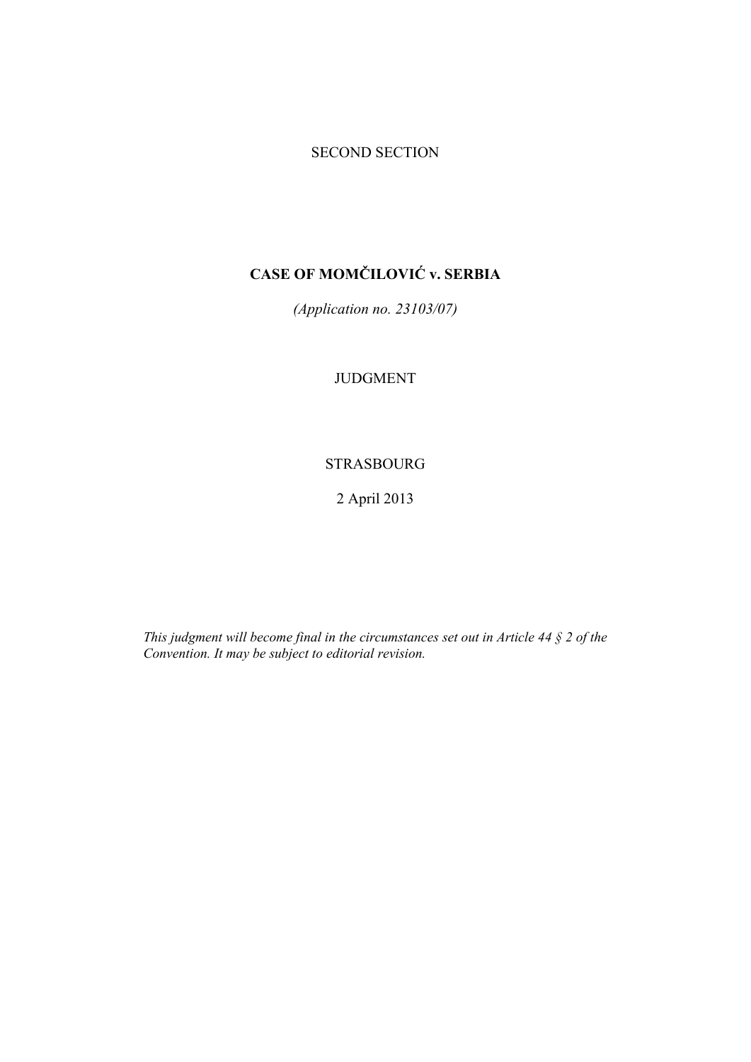SECOND SECTION

# CASE OF MOMČILOVIĆ v. SERBIA

*(Application no. 23103/07)*

JUDGMENT

STRASBOURG

2 April 2013

*This judgment will become final in the circumstances set out in Article 44 § 2 of the Convention. It may be subject to editorial revision.*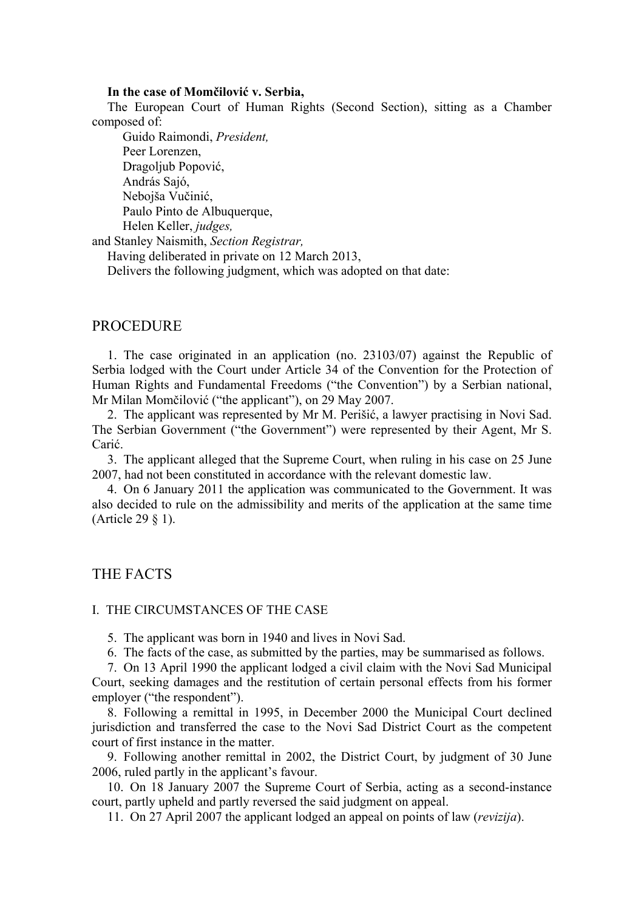**In the case of Momčilović v. Serbia,**

The European Court of Human Rights (Second Section), sitting as a Chamber composed of:

Guido Raimondi, *President,*
Peer Lorenzen,
Dragoljub Popović,
András Sajó,
Nebojša Vučinić,
Paulo Pinto de Albuquerque,
Helen Keller, *judges,*

and Stanley Naismith, *Section Registrar,*

Having deliberated in private on 12 March 2013,

Delivers the following judgment, which was adopted on that date:

## PROCEDURE

1. The case originated in an application (no. 23103/07) against the Republic of Serbia lodged with the Court under Article 34 of the Convention for the Protection of Human Rights and Fundamental Freedoms ("the Convention") by a Serbian national, Mr Milan Momčilović ("the applicant"), on 29 May 2007.

2. The applicant was represented by Mr M. Perišić, a lawyer practising in Novi Sad. The Serbian Government ("the Government") were represented by their Agent, Mr S. Carić.

3. The applicant alleged that the Supreme Court, when ruling in his case on 25 June 2007, had not been constituted in accordance with the relevant domestic law.

4. On 6 January 2011 the application was communicated to the Government. It was also decided to rule on the admissibility and merits of the application at the same time (Article 29 § 1).

## THE FACTS

### I. THE CIRCUMSTANCES OF THE CASE

5. The applicant was born in 1940 and lives in Novi Sad.

6. The facts of the case, as submitted by the parties, may be summarised as follows.

7. On 13 April 1990 the applicant lodged a civil claim with the Novi Sad Municipal Court, seeking damages and the restitution of certain personal effects from his former employer ("the respondent").

8. Following a remittal in 1995, in December 2000 the Municipal Court declined jurisdiction and transferred the case to the Novi Sad District Court as the competent court of first instance in the matter.

9. Following another remittal in 2002, the District Court, by judgment of 30 June 2006, ruled partly in the applicant's favour.

10. On 18 January 2007 the Supreme Court of Serbia, acting as a second-instance court, partly upheld and partly reversed the said judgment on appeal.

11. On 27 April 2007 the applicant lodged an appeal on points of law (*revizija*).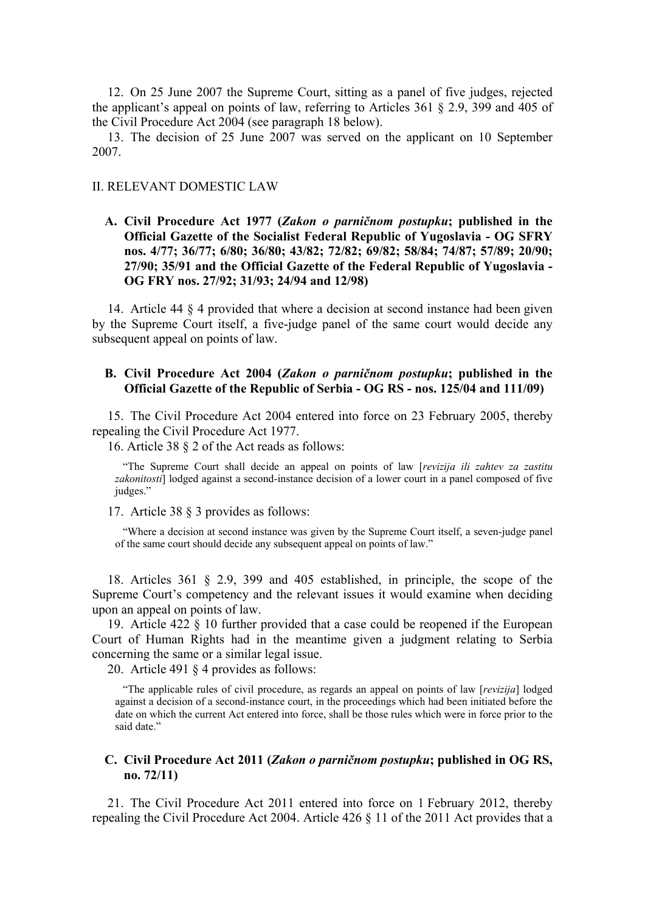12. On 25 June 2007 the Supreme Court, sitting as a panel of five judges, rejected the applicant's appeal on points of law, referring to Articles 361 § 2.9, 399 and 405 of the Civil Procedure Act 2004 (see paragraph 18 below).

13. The decision of 25 June 2007 was served on the applicant on 10 September 2007.

## II. RELEVANT DOMESTIC LAW

### A. Civil Procedure Act 1977 (*Zakon o parničnom postupku*; published in the Official Gazette of the Socialist Federal Republic of Yugoslavia - OG SFRY nos. 4/77; 36/77; 6/80; 36/80; 43/82; 72/82; 69/82; 58/84; 74/87; 57/89; 20/90; 27/90; 35/91 and the Official Gazette of the Federal Republic of Yugoslavia - OG FRY nos. 27/92; 31/93; 24/94 and 12/98)

14. Article 44 § 4 provided that where a decision at second instance had been given by the Supreme Court itself, a five-judge panel of the same court would decide any subsequent appeal on points of law.

### B. Civil Procedure Act 2004 (*Zakon o parničnom postupku*; published in the Official Gazette of the Republic of Serbia - OG RS - nos. 125/04 and 111/09)

15. The Civil Procedure Act 2004 entered into force on 23 February 2005, thereby repealing the Civil Procedure Act 1977.

16. Article 38 § 2 of the Act reads as follows:

> "The Supreme Court shall decide an appeal on points of law [*revizija ili zahtev za zastitu zakonitosti*] lodged against a second-instance decision of a lower court in a panel composed of five judges."

17. Article 38 § 3 provides as follows:

> "Where a decision at second instance was given by the Supreme Court itself, a seven-judge panel of the same court should decide any subsequent appeal on points of law."

18. Articles 361 § 2.9, 399 and 405 established, in principle, the scope of the Supreme Court's competency and the relevant issues it would examine when deciding upon an appeal on points of law.

19. Article 422 § 10 further provided that a case could be reopened if the European Court of Human Rights had in the meantime given a judgment relating to Serbia concerning the same or a similar legal issue.

20. Article 491 § 4 provides as follows:

> "The applicable rules of civil procedure, as regards an appeal on points of law [*revizija*] lodged against a decision of a second-instance court, in the proceedings which had been initiated before the date on which the current Act entered into force, shall be those rules which were in force prior to the said date."

### C. Civil Procedure Act 2011 (*Zakon o parničnom postupku*; published in OG RS, no. 72/11)

21. The Civil Procedure Act 2011 entered into force on 1 February 2012, thereby repealing the Civil Procedure Act 2004. Article 426 § 11 of the 2011 Act provides that a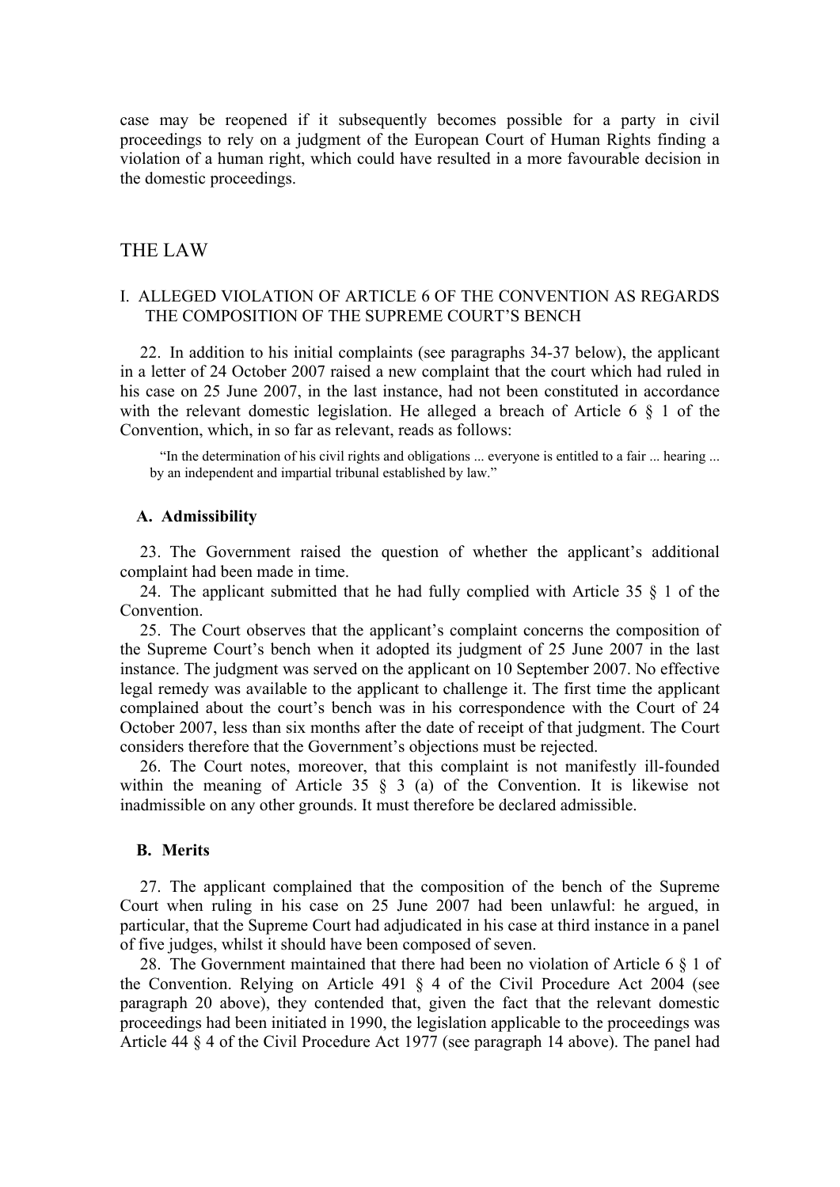case may be reopened if it subsequently becomes possible for a party in civil proceedings to rely on a judgment of the European Court of Human Rights finding a violation of a human right, which could have resulted in a more favourable decision in the domestic proceedings.

# THE LAW

## I. ALLEGED VIOLATION OF ARTICLE 6 OF THE CONVENTION AS REGARDS THE COMPOSITION OF THE SUPREME COURT'S BENCH

22. In addition to his initial complaints (see paragraphs 34-37 below), the applicant in a letter of 24 October 2007 raised a new complaint that the court which had ruled in his case on 25 June 2007, in the last instance, had not been constituted in accordance with the relevant domestic legislation. He alleged a breach of Article 6 § 1 of the Convention, which, in so far as relevant, reads as follows:

> "In the determination of his civil rights and obligations ... everyone is entitled to a fair ... hearing ... by an independent and impartial tribunal established by law."

### A. Admissibility

23. The Government raised the question of whether the applicant's additional complaint had been made in time.

24. The applicant submitted that he had fully complied with Article 35 § 1 of the Convention.

25. The Court observes that the applicant's complaint concerns the composition of the Supreme Court's bench when it adopted its judgment of 25 June 2007 in the last instance. The judgment was served on the applicant on 10 September 2007. No effective legal remedy was available to the applicant to challenge it. The first time the applicant complained about the court's bench was in his correspondence with the Court of 24 October 2007, less than six months after the date of receipt of that judgment. The Court considers therefore that the Government's objections must be rejected.

26. The Court notes, moreover, that this complaint is not manifestly ill-founded within the meaning of Article 35 § 3 (a) of the Convention. It is likewise not inadmissible on any other grounds. It must therefore be declared admissible.

### B. Merits

27. The applicant complained that the composition of the bench of the Supreme Court when ruling in his case on 25 June 2007 had been unlawful: he argued, in particular, that the Supreme Court had adjudicated in his case at third instance in a panel of five judges, whilst it should have been composed of seven.

28. The Government maintained that there had been no violation of Article 6 § 1 of the Convention. Relying on Article 491 § 4 of the Civil Procedure Act 2004 (see paragraph 20 above), they contended that, given the fact that the relevant domestic proceedings had been initiated in 1990, the legislation applicable to the proceedings was Article 44 § 4 of the Civil Procedure Act 1977 (see paragraph 14 above). The panel had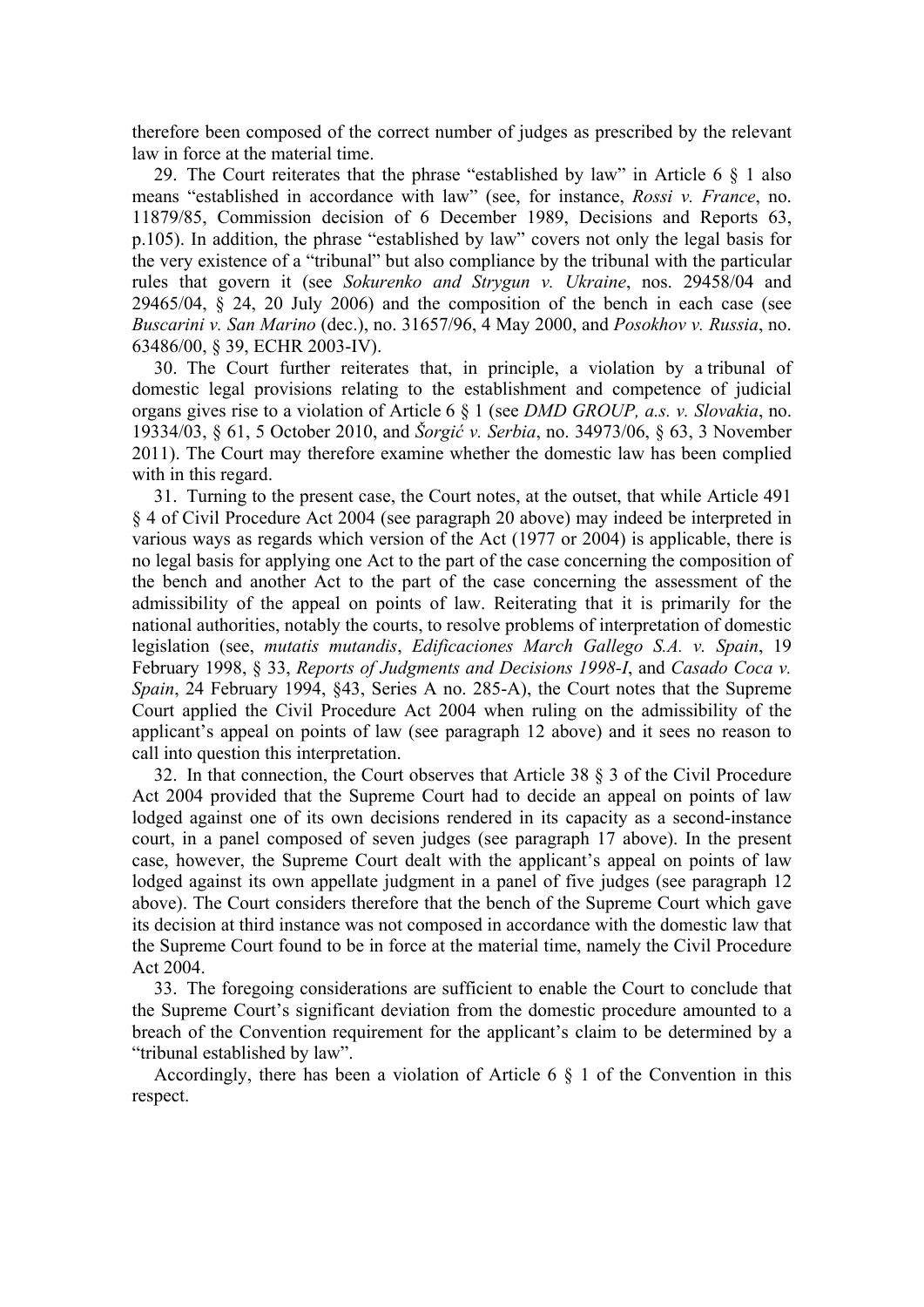therefore been composed of the correct number of judges as prescribed by the relevant law in force at the material time.

29. The Court reiterates that the phrase "established by law" in Article 6 § 1 also means "established in accordance with law" (see, for instance, *Rossi v. France*, no. 11879/85, Commission decision of 6 December 1989, Decisions and Reports 63, p.105). In addition, the phrase "established by law" covers not only the legal basis for the very existence of a "tribunal" but also compliance by the tribunal with the particular rules that govern it (see *Sokurenko and Strygun v. Ukraine*, nos. 29458/04 and 29465/04, § 24, 20 July 2006) and the composition of the bench in each case (see *Buscarini v. San Marino* (dec.), no. 31657/96, 4 May 2000, and *Posokhov v. Russia*, no. 63486/00, § 39, ECHR 2003-IV).

30. The Court further reiterates that, in principle, a violation by a tribunal of domestic legal provisions relating to the establishment and competence of judicial organs gives rise to a violation of Article 6 § 1 (see *DMD GROUP, a.s. v. Slovakia*, no. 19334/03, § 61, 5 October 2010, and *Šorgić v. Serbia*, no. 34973/06, § 63, 3 November 2011). The Court may therefore examine whether the domestic law has been complied with in this regard.

31. Turning to the present case, the Court notes, at the outset, that while Article 491 § 4 of Civil Procedure Act 2004 (see paragraph 20 above) may indeed be interpreted in various ways as regards which version of the Act (1977 or 2004) is applicable, there is no legal basis for applying one Act to the part of the case concerning the composition of the bench and another Act to the part of the case concerning the assessment of the admissibility of the appeal on points of law. Reiterating that it is primarily for the national authorities, notably the courts, to resolve problems of interpretation of domestic legislation (see, *mutatis mutandis*, *Edificaciones March Gallego S.A. v. Spain*, 19 February 1998, § 33, *Reports of Judgments and Decisions 1998-I*, and *Casado Coca v. Spain*, 24 February 1994, §43, Series A no. 285-A), the Court notes that the Supreme Court applied the Civil Procedure Act 2004 when ruling on the admissibility of the applicant's appeal on points of law (see paragraph 12 above) and it sees no reason to call into question this interpretation.

32. In that connection, the Court observes that Article 38 § 3 of the Civil Procedure Act 2004 provided that the Supreme Court had to decide an appeal on points of law lodged against one of its own decisions rendered in its capacity as a second-instance court, in a panel composed of seven judges (see paragraph 17 above). In the present case, however, the Supreme Court dealt with the applicant's appeal on points of law lodged against its own appellate judgment in a panel of five judges (see paragraph 12 above). The Court considers therefore that the bench of the Supreme Court which gave its decision at third instance was not composed in accordance with the domestic law that the Supreme Court found to be in force at the material time, namely the Civil Procedure Act 2004.

33. The foregoing considerations are sufficient to enable the Court to conclude that the Supreme Court's significant deviation from the domestic procedure amounted to a breach of the Convention requirement for the applicant's claim to be determined by a "tribunal established by law".

Accordingly, there has been a violation of Article 6 § 1 of the Convention in this respect.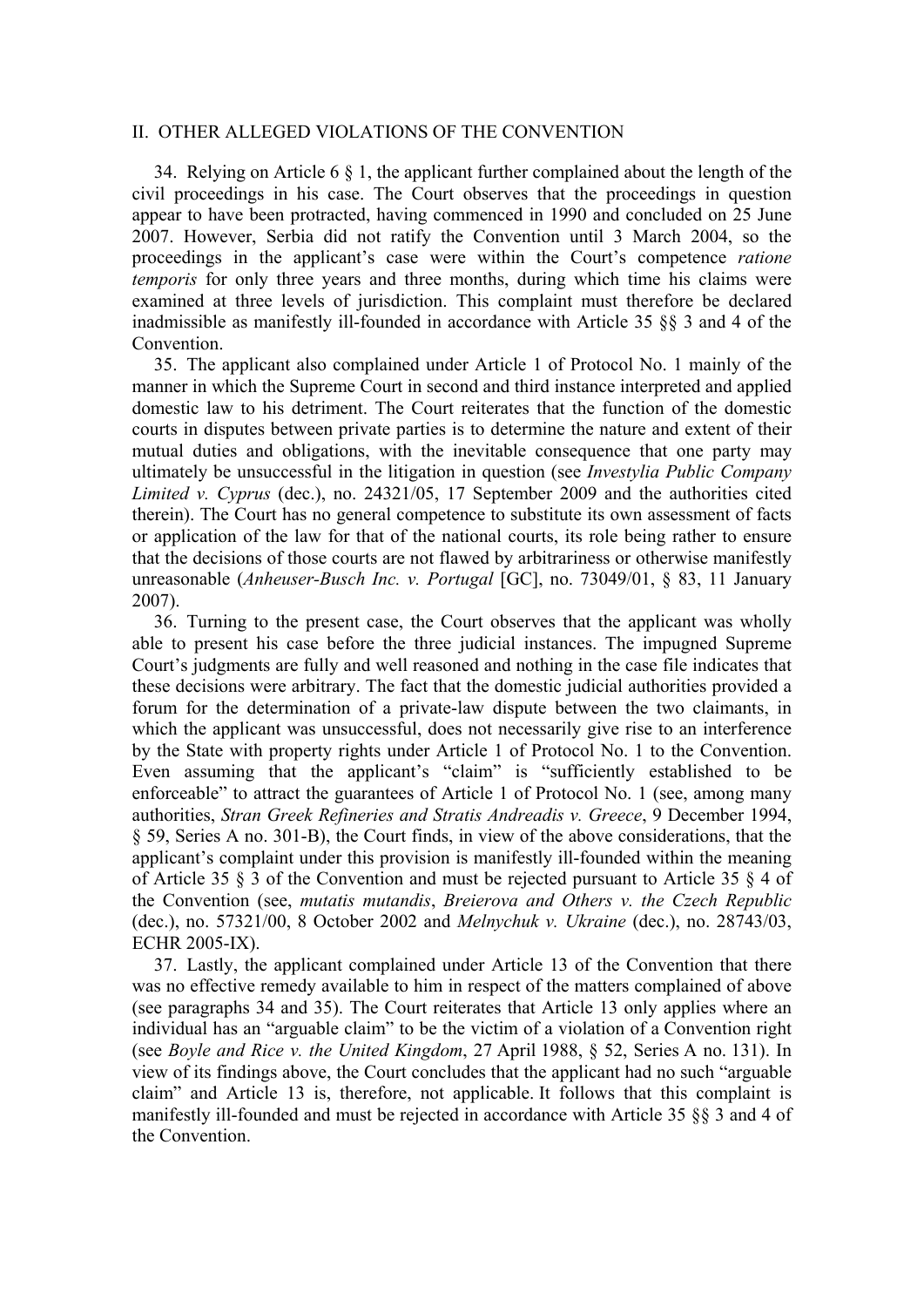## II. OTHER ALLEGED VIOLATIONS OF THE CONVENTION

34. Relying on Article 6 § 1, the applicant further complained about the length of the civil proceedings in his case. The Court observes that the proceedings in question appear to have been protracted, having commenced in 1990 and concluded on 25 June 2007. However, Serbia did not ratify the Convention until 3 March 2004, so the proceedings in the applicant's case were within the Court's competence *ratione temporis* for only three years and three months, during which time his claims were examined at three levels of jurisdiction. This complaint must therefore be declared inadmissible as manifestly ill-founded in accordance with Article 35 §§ 3 and 4 of the Convention.

35. The applicant also complained under Article 1 of Protocol No. 1 mainly of the manner in which the Supreme Court in second and third instance interpreted and applied domestic law to his detriment. The Court reiterates that the function of the domestic courts in disputes between private parties is to determine the nature and extent of their mutual duties and obligations, with the inevitable consequence that one party may ultimately be unsuccessful in the litigation in question (see *Investylia Public Company Limited v. Cyprus* (dec.), no. 24321/05, 17 September 2009 and the authorities cited therein). The Court has no general competence to substitute its own assessment of facts or application of the law for that of the national courts, its role being rather to ensure that the decisions of those courts are not flawed by arbitrariness or otherwise manifestly unreasonable (*Anheuser-Busch Inc. v. Portugal* [GC], no. 73049/01, § 83, 11 January 2007).

36. Turning to the present case, the Court observes that the applicant was wholly able to present his case before the three judicial instances. The impugned Supreme Court's judgments are fully and well reasoned and nothing in the case file indicates that these decisions were arbitrary. The fact that the domestic judicial authorities provided a forum for the determination of a private-law dispute between the two claimants, in which the applicant was unsuccessful, does not necessarily give rise to an interference by the State with property rights under Article 1 of Protocol No. 1 to the Convention. Even assuming that the applicant's "claim" is "sufficiently established to be enforceable" to attract the guarantees of Article 1 of Protocol No. 1 (see, among many authorities, *Stran Greek Refineries and Stratis Andreadis v. Greece*, 9 December 1994, § 59, Series A no. 301-B), the Court finds, in view of the above considerations, that the applicant's complaint under this provision is manifestly ill-founded within the meaning of Article 35 § 3 of the Convention and must be rejected pursuant to Article 35 § 4 of the Convention (see, *mutatis mutandis*, *Breierova and Others v. the Czech Republic* (dec.), no. 57321/00, 8 October 2002 and *Melnychuk v. Ukraine* (dec.), no. 28743/03, ECHR 2005-IX).

37. Lastly, the applicant complained under Article 13 of the Convention that there was no effective remedy available to him in respect of the matters complained of above (see paragraphs 34 and 35). The Court reiterates that Article 13 only applies where an individual has an "arguable claim" to be the victim of a violation of a Convention right (see *Boyle and Rice v. the United Kingdom*, 27 April 1988, § 52, Series A no. 131). In view of its findings above, the Court concludes that the applicant had no such "arguable claim" and Article 13 is, therefore, not applicable. It follows that this complaint is manifestly ill-founded and must be rejected in accordance with Article 35 §§ 3 and 4 of the Convention.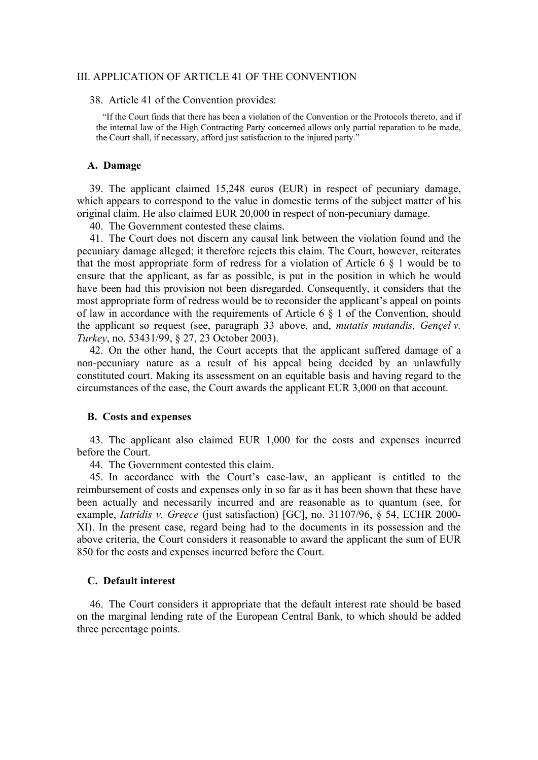## III. APPLICATION OF ARTICLE 41 OF THE CONVENTION

38. Article 41 of the Convention provides:

> "If the Court finds that there has been a violation of the Convention or the Protocols thereto, and if the internal law of the High Contracting Party concerned allows only partial reparation to be made, the Court shall, if necessary, afford just satisfaction to the injured party."

### A. Damage

39. The applicant claimed 15,248 euros (EUR) in respect of pecuniary damage, which appears to correspond to the value in domestic terms of the subject matter of his original claim. He also claimed EUR 20,000 in respect of non-pecuniary damage.

40. The Government contested these claims.

41. The Court does not discern any causal link between the violation found and the pecuniary damage alleged; it therefore rejects this claim. The Court, however, reiterates that the most appropriate form of redress for a violation of Article 6 § 1 would be to ensure that the applicant, as far as possible, is put in the position in which he would have been had this provision not been disregarded. Consequently, it considers that the most appropriate form of redress would be to reconsider the applicant's appeal on points of law in accordance with the requirements of Article 6 § 1 of the Convention, should the applicant so request (see, paragraph 33 above, and, *mutatis mutandis, Gençel v. Turkey*, no. 53431/99, § 27, 23 October 2003).

42. On the other hand, the Court accepts that the applicant suffered damage of a non-pecuniary nature as a result of his appeal being decided by an unlawfully constituted court. Making its assessment on an equitable basis and having regard to the circumstances of the case, the Court awards the applicant EUR 3,000 on that account.

### B. Costs and expenses

43. The applicant also claimed EUR 1,000 for the costs and expenses incurred before the Court.

44. The Government contested this claim.

45. In accordance with the Court's case-law, an applicant is entitled to the reimbursement of costs and expenses only in so far as it has been shown that these have been actually and necessarily incurred and are reasonable as to quantum (see, for example, *Iatridis v. Greece* (just satisfaction) [GC], no. 31107/96, § 54, ECHR 2000-XI). In the present case, regard being had to the documents in its possession and the above criteria, the Court considers it reasonable to award the applicant the sum of EUR 850 for the costs and expenses incurred before the Court.

### C. Default interest

46. The Court considers it appropriate that the default interest rate should be based on the marginal lending rate of the European Central Bank, to which should be added three percentage points.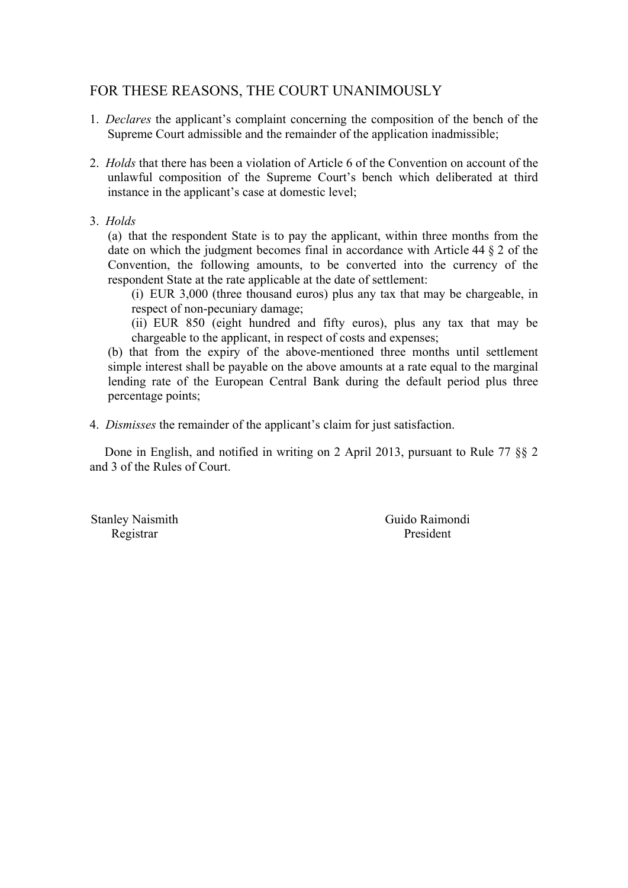## FOR THESE REASONS, THE COURT UNANIMOUSLY

1. *Declares* the applicant's complaint concerning the composition of the bench of the Supreme Court admissible and the remainder of the application inadmissible;

2. *Holds* that there has been a violation of Article 6 of the Convention on account of the unlawful composition of the Supreme Court's bench which deliberated at third instance in the applicant's case at domestic level;

3. *Holds*

   (a) that the respondent State is to pay the applicant, within three months from the date on which the judgment becomes final in accordance with Article 44 § 2 of the Convention, the following amounts, to be converted into the currency of the respondent State at the rate applicable at the date of settlement:

   (i) EUR 3,000 (three thousand euros) plus any tax that may be chargeable, in respect of non-pecuniary damage;

   (ii) EUR 850 (eight hundred and fifty euros), plus any tax that may be chargeable to the applicant, in respect of costs and expenses;

   (b) that from the expiry of the above-mentioned three months until settlement simple interest shall be payable on the above amounts at a rate equal to the marginal lending rate of the European Central Bank during the default period plus three percentage points;

4. *Dismisses* the remainder of the applicant's claim for just satisfaction.

Done in English, and notified in writing on 2 April 2013, pursuant to Rule 77 §§ 2 and 3 of the Rules of Court.

| | |
|---|---|
| Stanley Naismith | Guido Raimondi |
| Registrar | President |